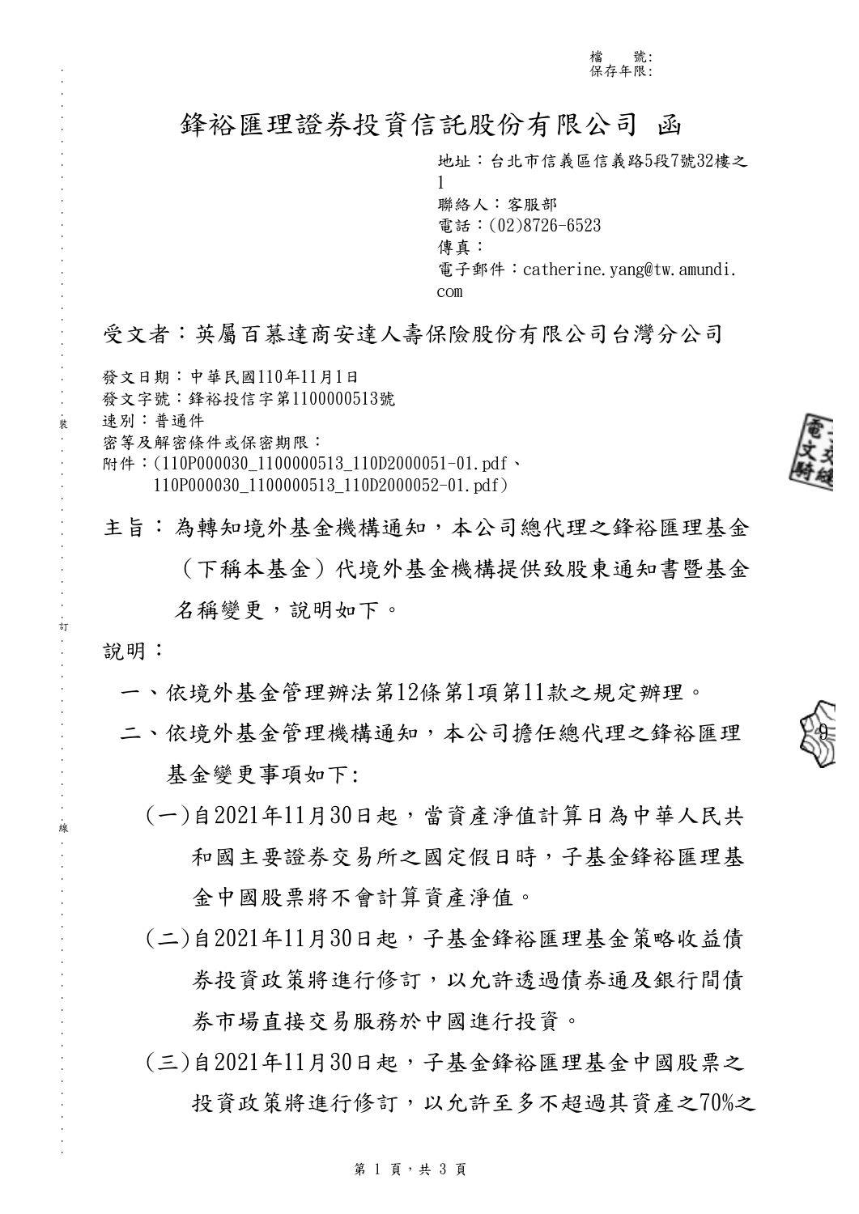檔　　號:
保存年限:

# 鋒裕匯理證券投資信託股份有限公司 函

地址：台北市信義區信義路5段7號32樓之1
聯絡人：客服部
電話：(02)8726-6523
傳真：
電子郵件：catherine.yang@tw.amundi.com

受文者：英屬百慕達商安達人壽保險股份有限公司台灣分公司

發文日期：中華民國110年11月1日
發文字號：鋒裕投信字第1100000513號
速別：普通件
密等及解密條件或保密期限：
附件：(110P000030_1100000513_110D2000051-01.pdf、110P000030_1100000513_110D2000052-01.pdf)

主旨：為轉知境外基金機構通知，本公司總代理之鋒裕匯理基金（下稱本基金）代境外基金機構提供致股東通知書暨基金名稱變更，說明如下。

說明：

一、依境外基金管理辦法第12條第1項第11款之規定辦理。

二、依境外基金管理機構通知，本公司擔任總代理之鋒裕匯理基金變更事項如下:

(一)自2021年11月30日起，當資產淨值計算日為中華人民共和國主要證券交易所之國定假日時，子基金鋒裕匯理基金中國股票將不會計算資產淨值。

(二)自2021年11月30日起，子基金鋒裕匯理基金策略收益債券投資政策將進行修訂，以允許透過債券通及銀行間債券市場直接交易服務於中國進行投資。

(三)自2021年11月30日起，子基金鋒裕匯理基金中國股票之投資政策將進行修訂，以允許至多不超過其資產之70%之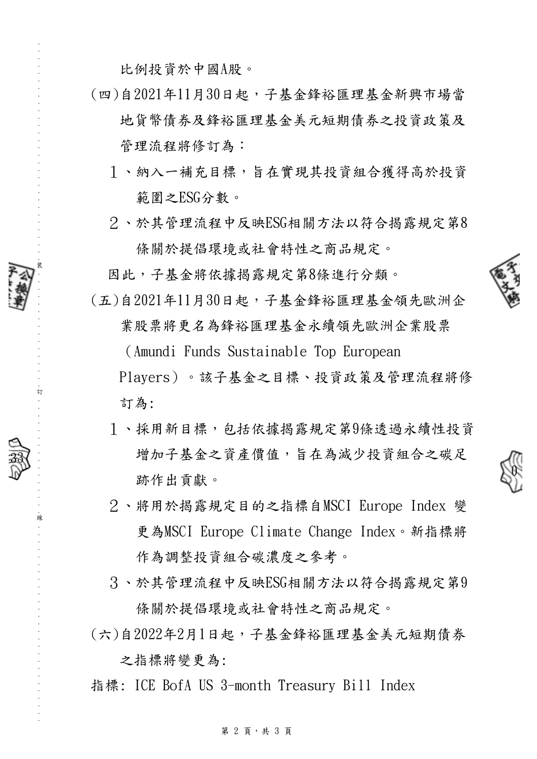比例投資於中國A股。

(四)自2021年11月30日起，子基金鋒裕匯理基金新興市場當地貨幣債券及鋒裕匯理基金美元短期債券之投資政策及管理流程將修訂為：

1、納入一補充目標，旨在實現其投資組合獲得高於投資範圍之ESG分數。

2、於其管理流程中反映ESG相關方法以符合揭露規定第8條關於提倡環境或社會特性之商品規定。

因此，子基金將依據揭露規定第8條進行分類。

(五)自2021年11月30日起，子基金鋒裕匯理基金領先歐洲企業股票將更名為鋒裕匯理基金永續領先歐洲企業股票（Amundi Funds Sustainable Top European Players）。該子基金之目標、投資政策及管理流程將修訂為:

1、採用新目標，包括依據揭露規定第9條透過永續性投資增加子基金之資產價值，旨在為減少投資組合之碳足跡作出貢獻。

2、將用於揭露規定目的之指標自MSCI Europe Index 變更為MSCI Europe Climate Change Index。新指標將作為調整投資組合碳濃度之參考。

3、於其管理流程中反映ESG相關方法以符合揭露規定第9條關於提倡環境或社會特性之商品規定。

(六)自2022年2月1日起，子基金鋒裕匯理基金美元短期債券之指標將變更為:

指標: ICE BofA US 3-month Treasury Bill Index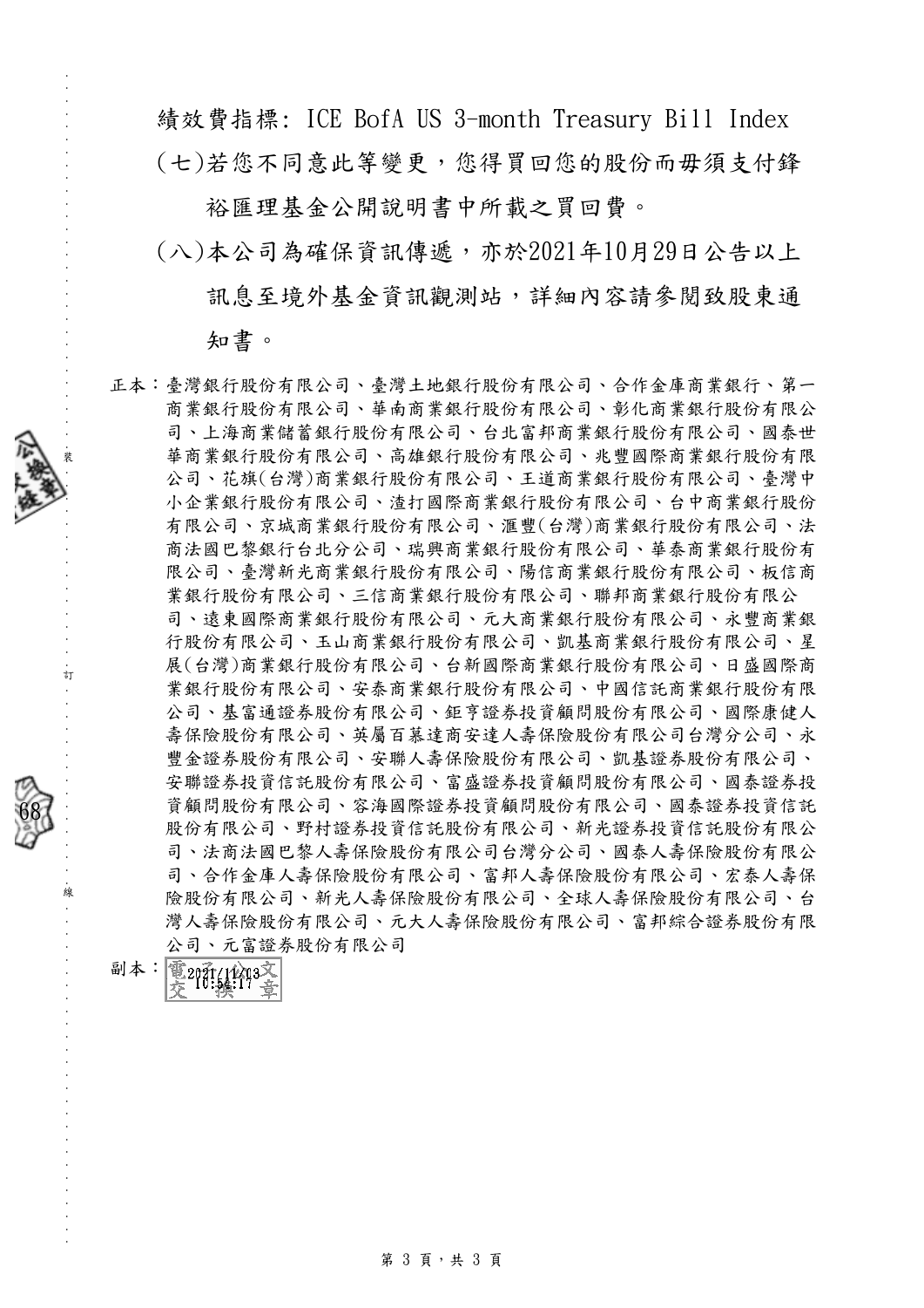績效費指標: ICE BofA US 3-month Treasury Bill Index

(七)若您不同意此等變更，您得買回您的股份而毋須支付鋒裕匯理基金公開說明書中所載之買回費。

(八)本公司為確保資訊傳遞，亦於2021年10月29日公告以上訊息至境外基金資訊觀測站，詳細內容請參閱致股東通知書。

正本：臺灣銀行股份有限公司、臺灣土地銀行股份有限公司、合作金庫商業銀行、第一商業銀行股份有限公司、華南商業銀行股份有限公司、彰化商業銀行股份有限公司、上海商業儲蓄銀行股份有限公司、台北富邦商業銀行股份有限公司、國泰世華商業銀行股份有限公司、高雄銀行股份有限公司、兆豐國際商業銀行股份有限公司、花旗(台灣)商業銀行股份有限公司、王道商業銀行股份有限公司、臺灣中小企業銀行股份有限公司、渣打國際商業銀行股份有限公司、台中商業銀行股份有限公司、京城商業銀行股份有限公司、滙豐(台灣)商業銀行股份有限公司、法商法國巴黎銀行台北分公司、瑞興商業銀行股份有限公司、華泰商業銀行股份有限公司、臺灣新光商業銀行股份有限公司、陽信商業銀行股份有限公司、板信商業銀行股份有限公司、三信商業銀行股份有限公司、聯邦商業銀行股份有限公司、遠東國際商業銀行股份有限公司、元大商業銀行股份有限公司、永豐商業銀行股份有限公司、玉山商業銀行股份有限公司、凱基商業銀行股份有限公司、星展(台灣)商業銀行股份有限公司、台新國際商業銀行股份有限公司、日盛國際商業銀行股份有限公司、安泰商業銀行股份有限公司、中國信託商業銀行股份有限公司、基富通證券股份有限公司、鉅亨證券投資顧問股份有限公司、國際康健人壽保險股份有限公司、英屬百慕達商安達人壽保險股份有限公司台灣分公司、永豐金證券股份有限公司、安聯人壽保險股份有限公司、凱基證券股份有限公司、安聯證券投資信託股份有限公司、富盛證券投資顧問股份有限公司、國泰證券投資顧問股份有限公司、容海國際證券投資顧問股份有限公司、國泰證券投資信託股份有限公司、野村證券投資信託股份有限公司、新光證券投資信託股份有限公司、法商法國巴黎人壽保險股份有限公司台灣分公司、國泰人壽保險股份有限公司、合作金庫人壽保險股份有限公司、富邦人壽保險股份有限公司、宏泰人壽保險股份有限公司、新光人壽保險股份有限公司、全球人壽保險股份有限公司、台灣人壽保險股份有限公司、元大人壽保險股份有限公司、富邦綜合證券股份有限公司、元富證券股份有限公司

副本：電子公文交換章 2021/11/03 16:54:17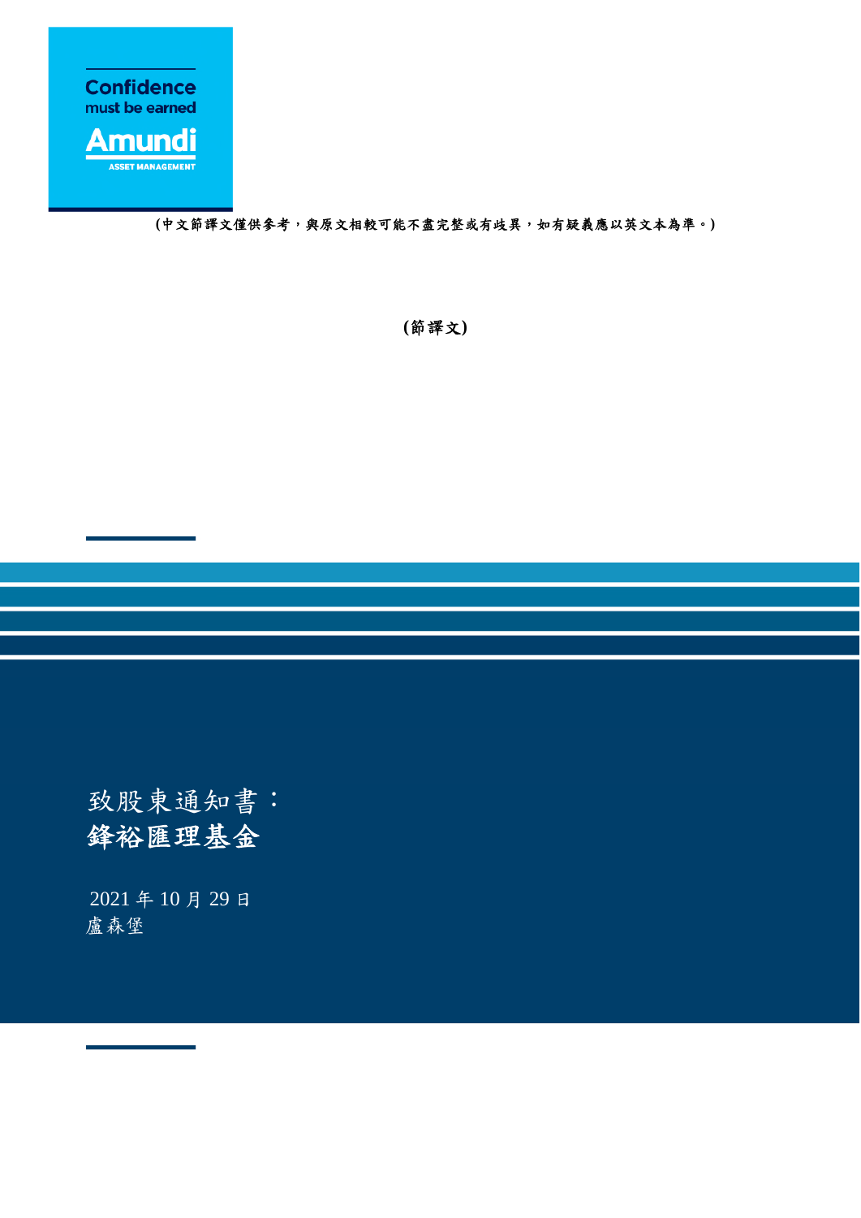Confidence must be earned

Amundi
ASSET MANAGEMENT

**(中文節譯文僅供參考，與原文相較可能不盡完整或有歧異，如有疑義應以英文本為準。)**

**(節譯文)**

# 致股東通知書：
# 鋒裕匯理基金

2021 年 10 月 29 日
盧森堡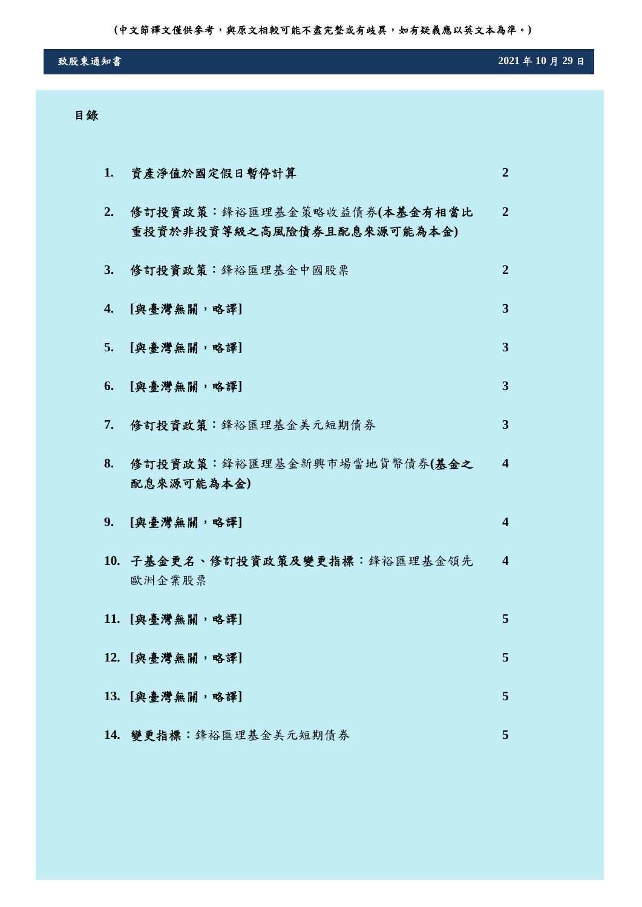(中文節譯文僅供參考，與原文相較可能不盡完整或有歧異，如有疑義應以英文本為準。)

**致股東通知書** **2021 年 10 月 29 日**

## 目錄

| | | |
|---|---|---|
| 1. | **資產淨值於國定假日暫停計算** | 2 |
| 2. | **修訂投資政策**：鋒裕匯理基金策略收益債券**(本基金有相當比重投資於非投資等級之高風險債券且配息來源可能為本金)** | 2 |
| 3. | **修訂投資政策**：鋒裕匯理基金中國股票 | 2 |
| 4. | **[與臺灣無關，略譯]** | 3 |
| 5. | **[與臺灣無關，略譯]** | 3 |
| 6. | **[與臺灣無關，略譯]** | 3 |
| 7. | **修訂投資政策**：鋒裕匯理基金美元短期債券 | 3 |
| 8. | **修訂投資政策**：鋒裕匯理基金新興市場當地貨幣債券**(基金之配息來源可能為本金)** | 4 |
| 9. | **[與臺灣無關，略譯]** | 4 |
| 10. | **子基金更名、修訂投資政策及變更指標**：鋒裕匯理基金領先歐洲企業股票 | 4 |
| 11. | **[與臺灣無關，略譯]** | 5 |
| 12. | **[與臺灣無關，略譯]** | 5 |
| 13. | **[與臺灣無關，略譯]** | 5 |
| 14. | **變更指標**：鋒裕匯理基金美元短期債券 | 5 |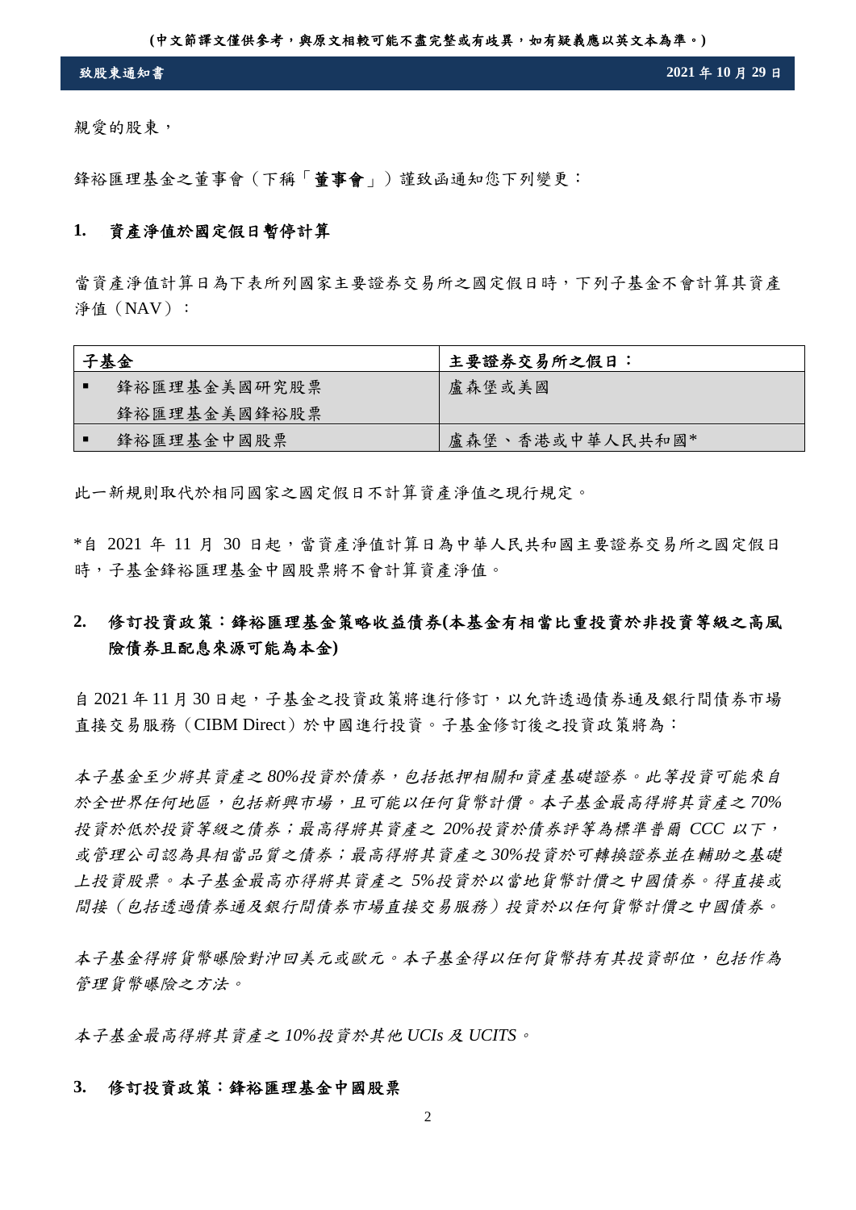(中文節譯文僅供參考，與原文相較可能不盡完整或有歧異，如有疑義應以英文本為準。)

**致股東通知書** **2021 年 10 月 29 日**

親愛的股東，

鋒裕匯理基金之董事會（下稱「**董事會**」）謹致函通知您下列變更：

## 1. 資產淨值於國定假日暫停計算

當資產淨值計算日為下表所列國家主要證券交易所之國定假日時，下列子基金不會計算其資產淨值（NAV）：

| 子基金 | 主要證券交易所之假日： |
|---|---|
| ▪ 鋒裕匯理基金美國研究股票<br>鋒裕匯理基金美國鋒裕股票 | 盧森堡或美國 |
| ▪ 鋒裕匯理基金中國股票 | 盧森堡、香港或中華人民共和國* |

此一新規則取代於相同國家之國定假日不計算資產淨值之現行規定。

*自 2021 年 11 月 30 日起，當資產淨值計算日為中華人民共和國主要證券交易所之國定假日時，子基金鋒裕匯理基金中國股票將不會計算資產淨值。

## 2. 修訂投資政策：鋒裕匯理基金策略收益債券(本基金有相當比重投資於非投資等級之高風險債券且配息來源可能為本金)

自 2021 年 11 月 30 日起，子基金之投資政策將進行修訂，以允許透過債券通及銀行間債券市場直接交易服務（CIBM Direct）於中國進行投資。子基金修訂後之投資政策將為：

*本子基金至少將其資產之 80%投資於債券，包括抵押相關和資產基礎證券。此等投資可能來自於全世界任何地區，包括新興市場，且可能以任何貨幣計價。本子基金最高得將其資產之 70%投資於低於投資等級之債券；最高得將其資產之 20%投資於債券評等為標準普爾 CCC 以下，或管理公司認為具相當品質之債券；最高得將其資產之 30%投資於可轉換證券並在輔助之基礎上投資股票。本子基金最高亦得將其資產之 5%投資於以當地貨幣計價之中國債券。得直接或間接（包括透過債券通及銀行間債券市場直接交易服務）投資於以任何貨幣計價之中國債券。*

*本子基金得將貨幣曝險對沖回美元或歐元。本子基金得以任何貨幣持有其投資部位，包括作為管理貨幣曝險之方法。*

*本子基金最高得將其資產之 10%投資於其他 UCIs 及 UCITS。*

## 3. 修訂投資政策：鋒裕匯理基金中國股票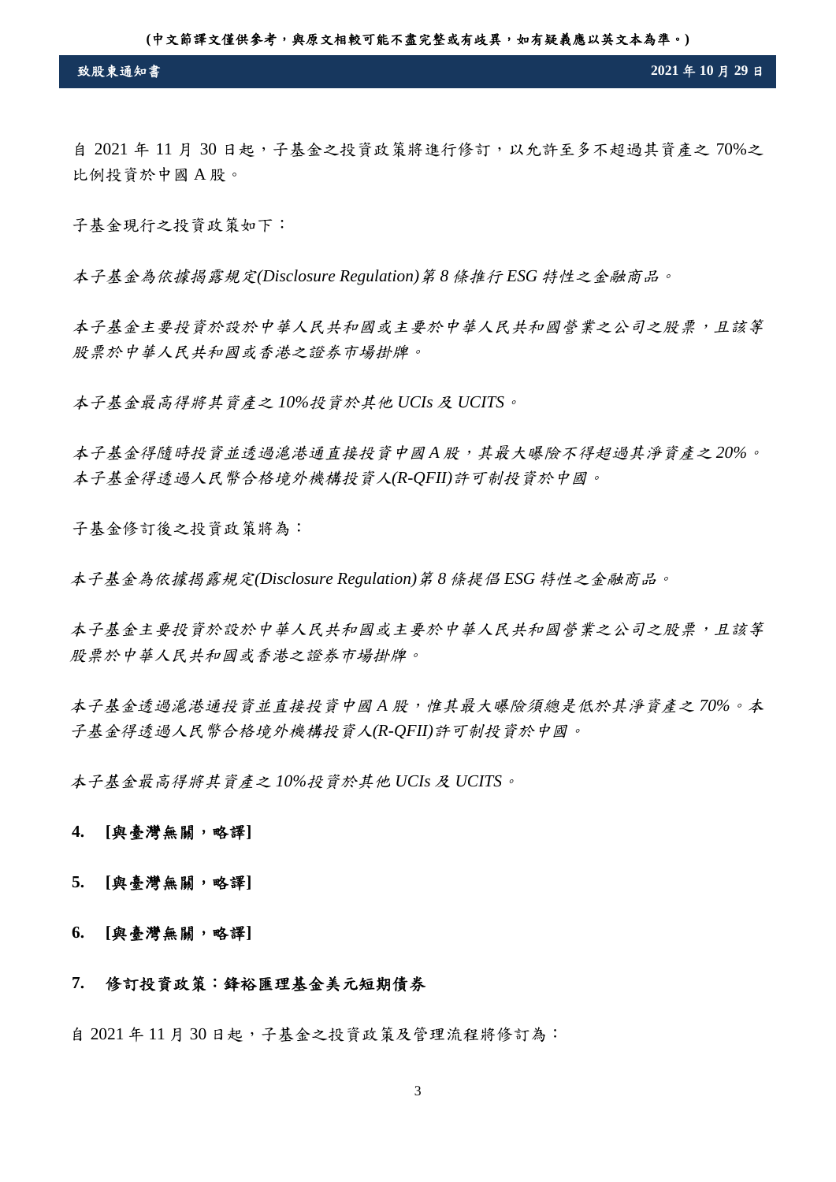自 2021 年 11 月 30 日起，子基金之投資政策將進行修訂，以允許至多不超過其資產之 70%之比例投資於中國 A 股。

子基金現行之投資政策如下：

*本子基金為依據揭露規定(Disclosure Regulation)第 8 條推行 ESG 特性之金融商品。*

*本子基金主要投資於設於中華人民共和國或主要於中華人民共和國營業之公司之股票，且該等股票於中華人民共和國或香港之證券市場掛牌。*

*本子基金最高得將其資產之 10%投資於其他 UCIs 及 UCITS。*

*本子基金得隨時投資並透過滬港通直接投資中國 A 股，其最大曝險不得超過其淨資產之 20%。本子基金得透過人民幣合格境外機構投資人(R-QFII)許可制投資於中國。*

子基金修訂後之投資政策將為：

*本子基金為依據揭露規定(Disclosure Regulation)第 8 條提倡 ESG 特性之金融商品。*

*本子基金主要投資於設於中華人民共和國或主要於中華人民共和國營業之公司之股票，且該等股票於中華人民共和國或香港之證券市場掛牌。*

*本子基金透過滬港通投資並直接投資中國 A 股，惟其最大曝險須總是低於其淨資產之 70%。本子基金得透過人民幣合格境外機構投資人(R-QFII)許可制投資於中國。*

*本子基金最高得將其資產之 10%投資於其他 UCIs 及 UCITS。*

**4. [與臺灣無關，略譯]**

**5. [與臺灣無關，略譯]**

**6. [與臺灣無關，略譯]**

**7. 修訂投資政策：鋒裕匯理基金美元短期債券**

自 2021 年 11 月 30 日起，子基金之投資政策及管理流程將修訂為：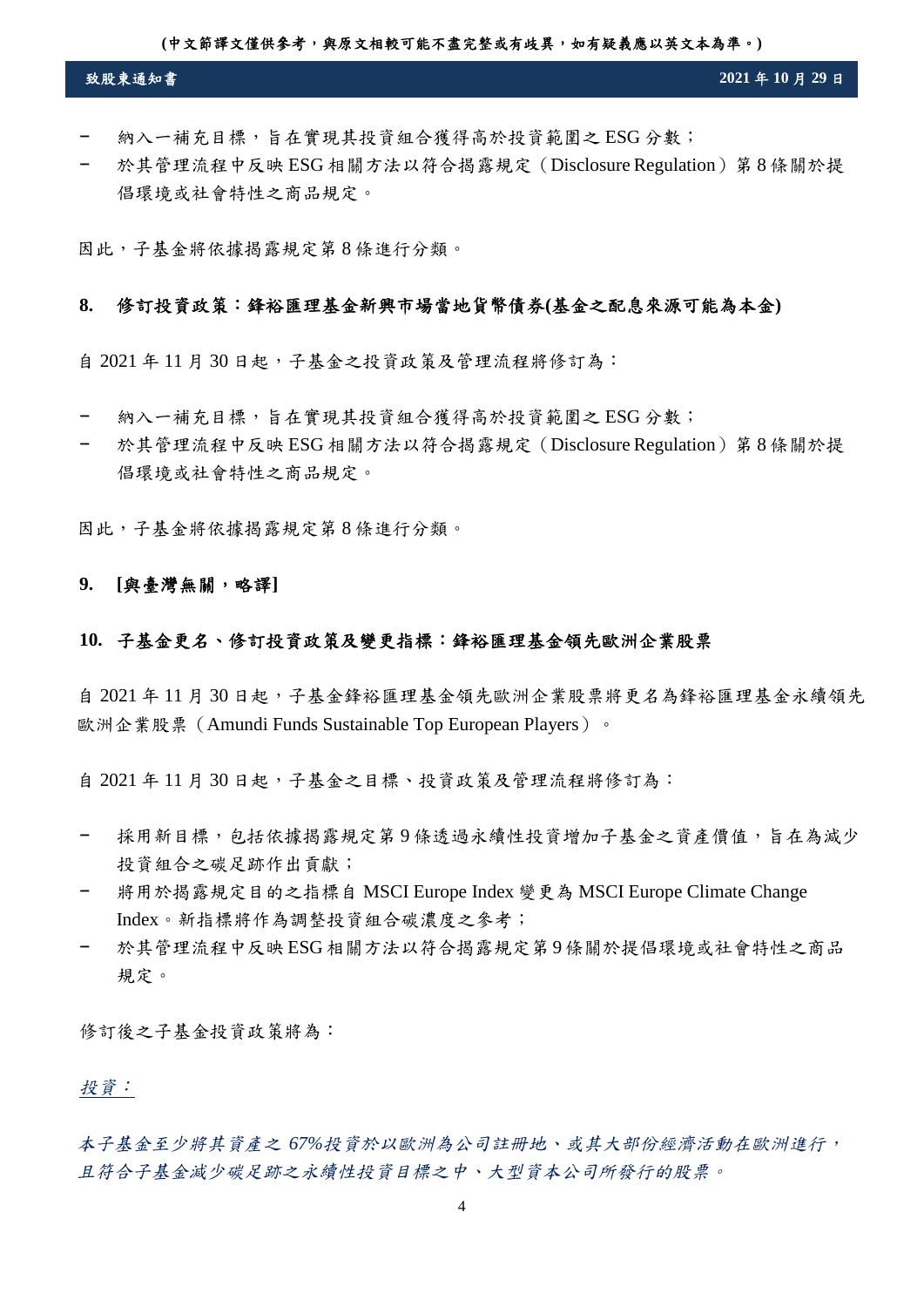- 納入一補充目標，旨在實現其投資組合獲得高於投資範圍之 ESG 分數；
- 於其管理流程中反映 ESG 相關方法以符合揭露規定（Disclosure Regulation）第 8 條關於提倡環境或社會特性之商品規定。

因此，子基金將依據揭露規定第 8 條進行分類。

## 8. 修訂投資政策：鋒裕匯理基金新興市場當地貨幣債券(基金之配息來源可能為本金)

自 2021 年 11 月 30 日起，子基金之投資政策及管理流程將修訂為：

- 納入一補充目標，旨在實現其投資組合獲得高於投資範圍之 ESG 分數；
- 於其管理流程中反映 ESG 相關方法以符合揭露規定（Disclosure Regulation）第 8 條關於提倡環境或社會特性之商品規定。

因此，子基金將依據揭露規定第 8 條進行分類。

## 9. [與臺灣無關，略譯]

## 10. 子基金更名、修訂投資政策及變更指標：鋒裕匯理基金領先歐洲企業股票

自 2021 年 11 月 30 日起，子基金鋒裕匯理基金領先歐洲企業股票將更名為鋒裕匯理基金永續領先歐洲企業股票（Amundi Funds Sustainable Top European Players）。

自 2021 年 11 月 30 日起，子基金之目標、投資政策及管理流程將修訂為：

- 採用新目標，包括依據揭露規定第 9 條透過永續性投資增加子基金之資產價值，旨在為減少投資組合之碳足跡作出貢獻；
- 將用於揭露規定目的之指標自 MSCI Europe Index 變更為 MSCI Europe Climate Change Index。新指標將作為調整投資組合碳濃度之參考；
- 於其管理流程中反映 ESG 相關方法以符合揭露規定第 9 條關於提倡環境或社會特性之商品規定。

修訂後之子基金投資政策將為：

*投資：*

*本子基金至少將其資產之 67%投資於以歐洲為公司註冊地、或其大部份經濟活動在歐洲進行，且符合子基金減少碳足跡之永續性投資目標之中、大型資本公司所發行的股票。*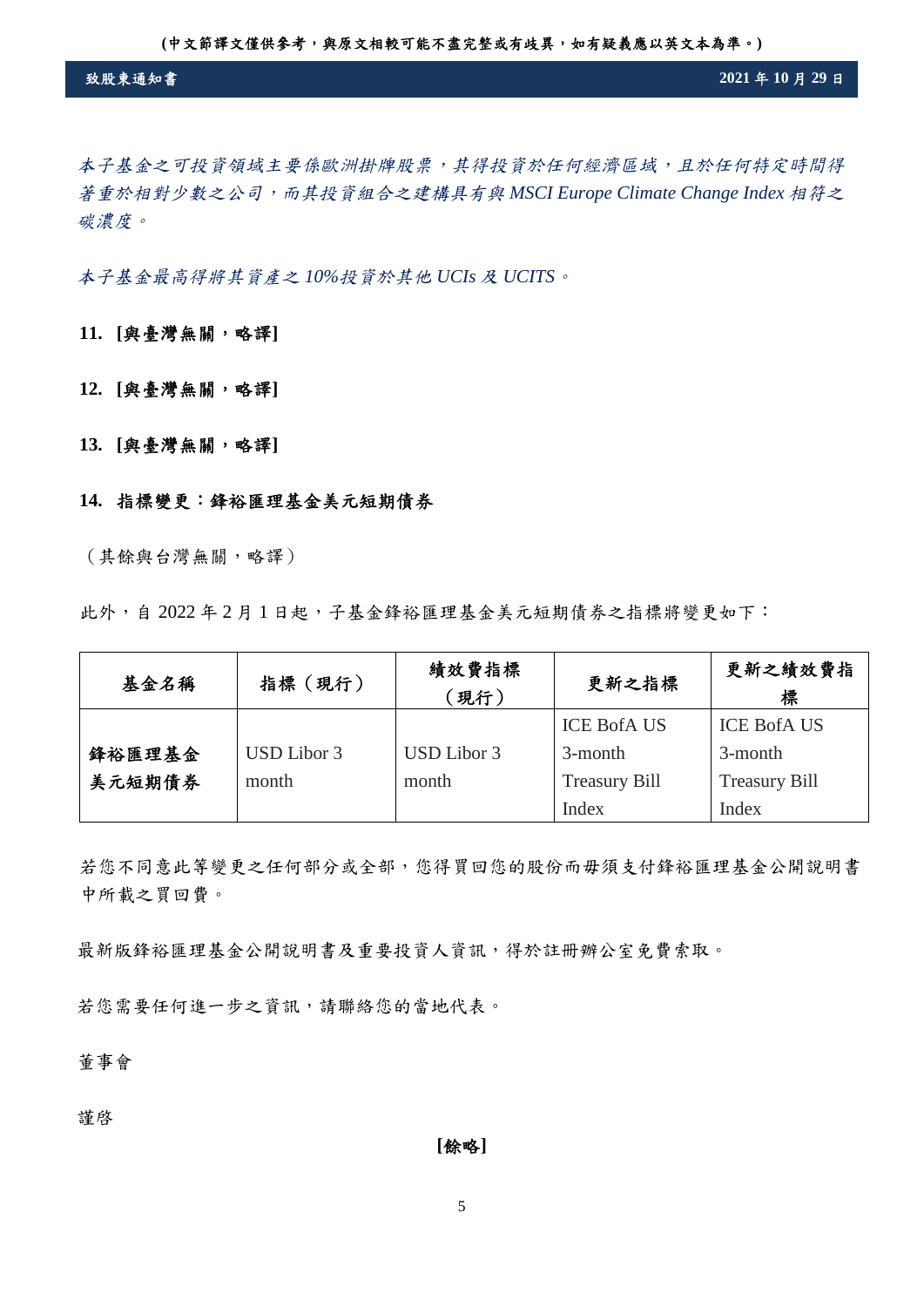*本子基金之可投資領域主要係歐洲掛牌股票，其得投資於任何經濟區域，且於任何特定時間得著重於相對少數之公司，而其投資組合之建構具有與 MSCI Europe Climate Change Index 相符之碳濃度。*

*本子基金最高得將其資產之 10%投資於其他 UCIs 及 UCITS。*

**11. [與臺灣無關，略譯]**

**12. [與臺灣無關，略譯]**

**13. [與臺灣無關，略譯]**

**14. 指標變更：鋒裕匯理基金美元短期債券**

（其餘與台灣無關，略譯）

此外，自 2022 年 2 月 1 日起，子基金鋒裕匯理基金美元短期債券之指標將變更如下：

| 基金名稱 | 指標（現行） | 績效費指標（現行） | 更新之指標 | 更新之績效費指標 |
|---|---|---|---|---|
| **鋒裕匯理基金美元短期債券** | USD Libor 3 month | USD Libor 3 month | ICE BofA US 3-month Treasury Bill Index | ICE BofA US 3-month Treasury Bill Index |

若您不同意此等變更之任何部分或全部，您得買回您的股份而毋須支付鋒裕匯理基金公開說明書中所載之買回費。

最新版鋒裕匯理基金公開說明書及重要投資人資訊，得於註冊辦公室免費索取。

若您需要任何進一步之資訊，請聯絡您的當地代表。

董事會

謹啓

**[餘略]**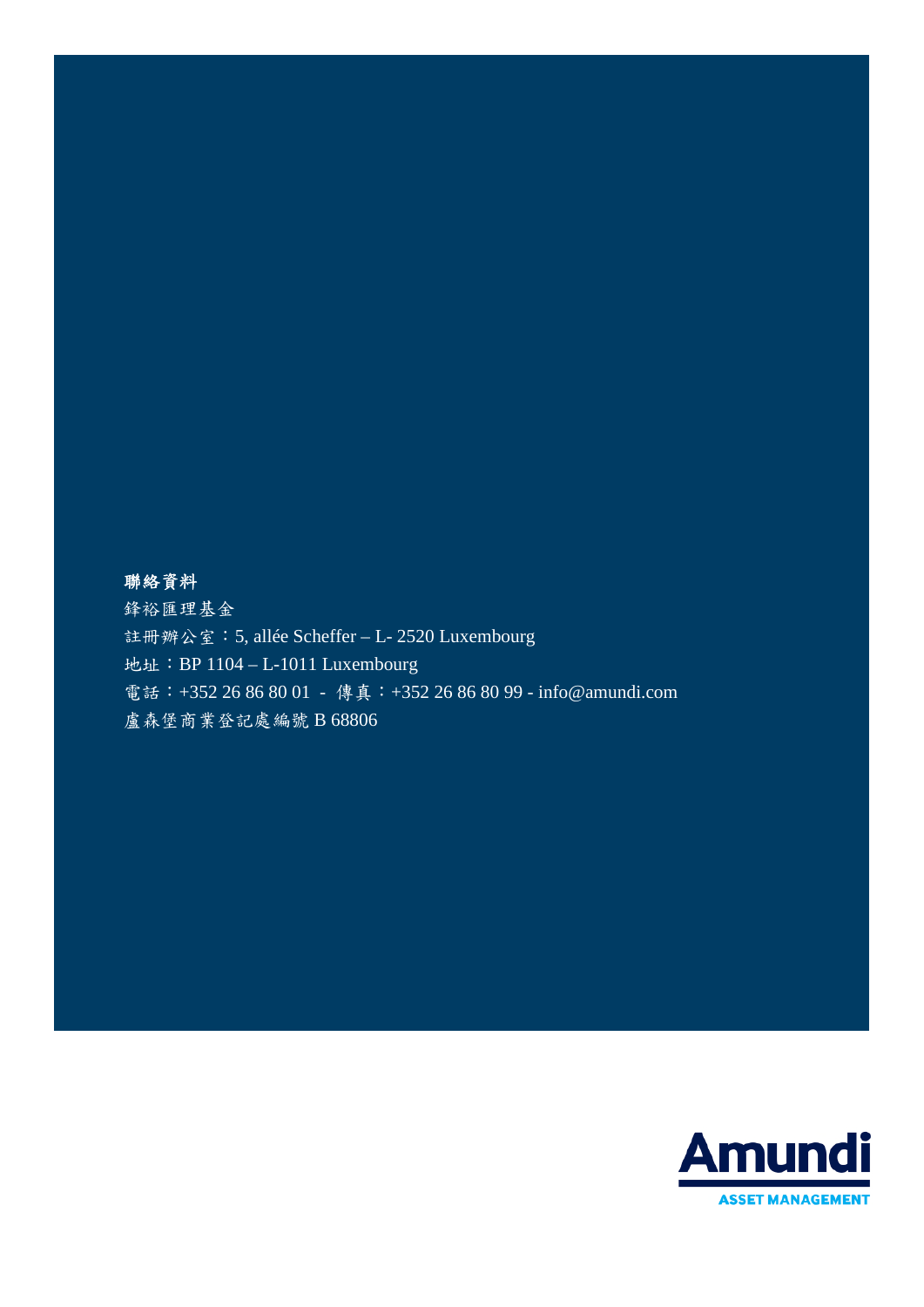**聯絡資料**

鋒裕匯理基金

註冊辦公室：5, allée Scheffer – L- 2520 Luxembourg

地址：BP 1104 – L-1011 Luxembourg

電話：+352 26 86 80 01 - 傳真：+352 26 86 80 99 - info@amundi.com

盧森堡商業登記處編號 B 68806

Amundi

ASSET MANAGEMENT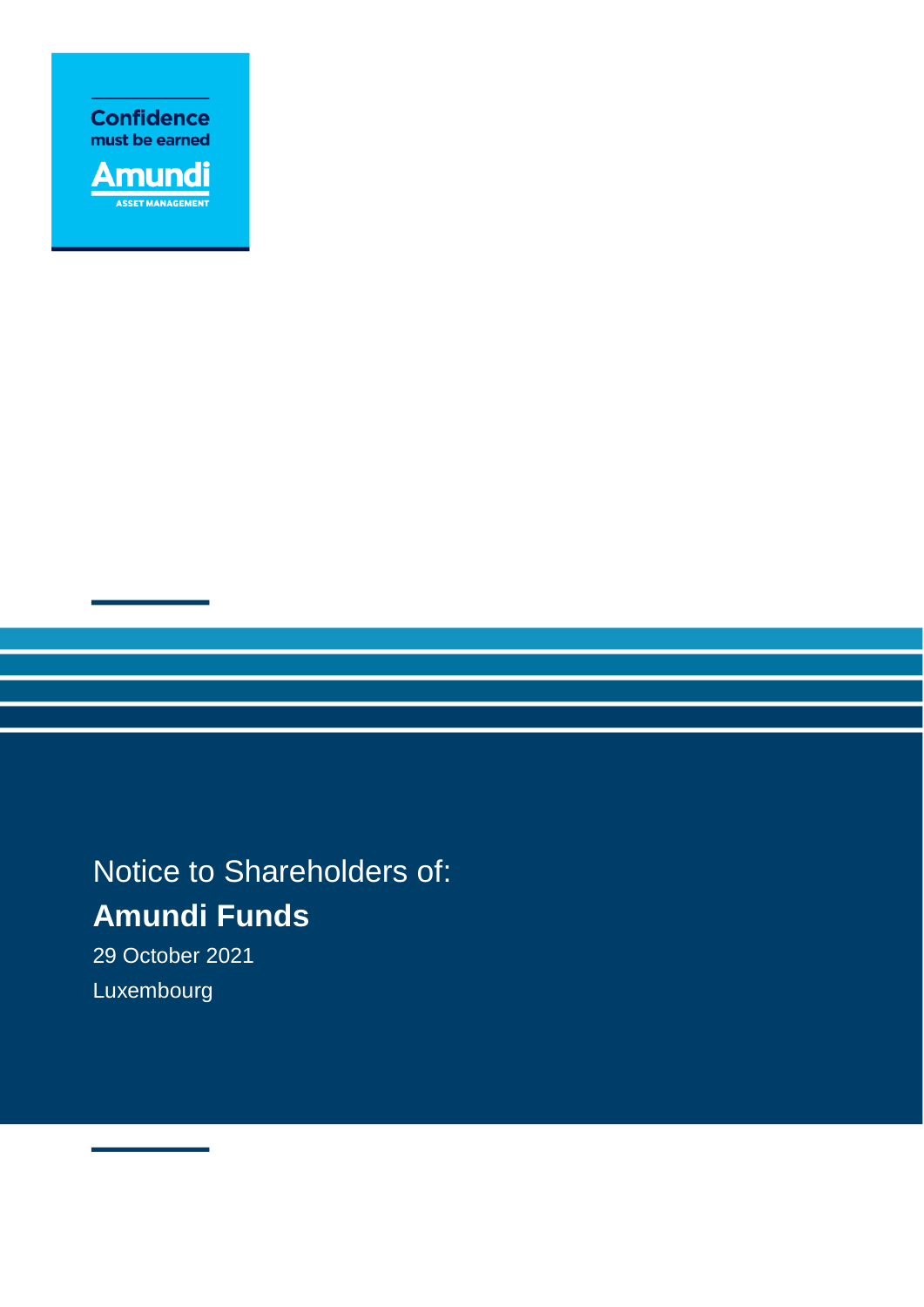Confidence
must be earned
Amundi
ASSET MANAGEMENT

Notice to Shareholders of:

**Amundi Funds**

29 October 2021

Luxembourg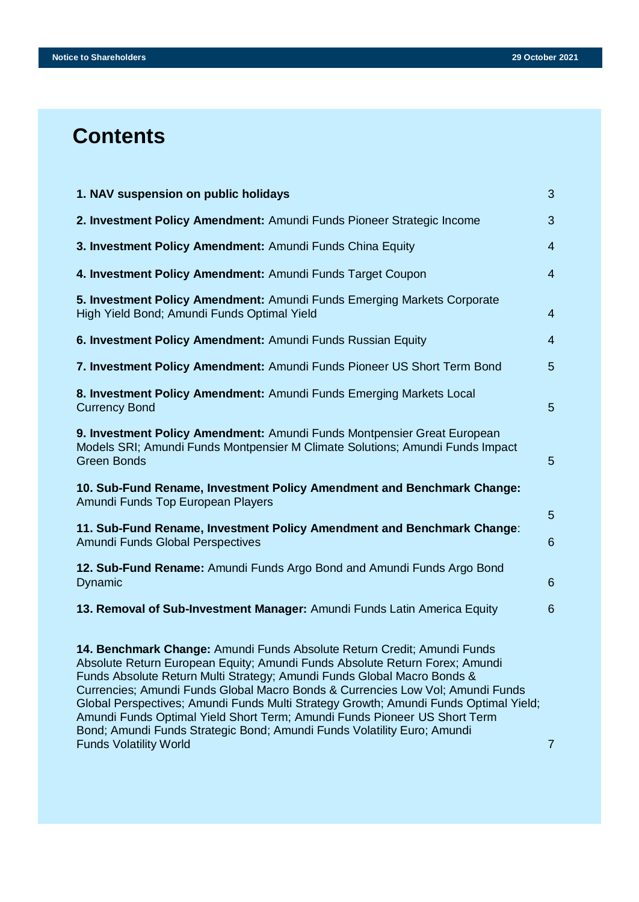# Contents

| | |
|---|---|
| **1. NAV suspension on public holidays** | 3 |
| **2. Investment Policy Amendment:** Amundi Funds Pioneer Strategic Income | 3 |
| **3. Investment Policy Amendment:** Amundi Funds China Equity | 4 |
| **4. Investment Policy Amendment:** Amundi Funds Target Coupon | 4 |
| **5. Investment Policy Amendment:** Amundi Funds Emerging Markets Corporate High Yield Bond; Amundi Funds Optimal Yield | 4 |
| **6. Investment Policy Amendment:** Amundi Funds Russian Equity | 4 |
| **7. Investment Policy Amendment:** Amundi Funds Pioneer US Short Term Bond | 5 |
| **8. Investment Policy Amendment:** Amundi Funds Emerging Markets Local Currency Bond | 5 |
| **9. Investment Policy Amendment:** Amundi Funds Montpensier Great European Models SRI; Amundi Funds Montpensier M Climate Solutions; Amundi Funds Impact Green Bonds | 5 |
| **10. Sub-Fund Rename, Investment Policy Amendment and Benchmark Change:** Amundi Funds Top European Players | 5 |
| **11. Sub-Fund Rename, Investment Policy Amendment and Benchmark Change**: Amundi Funds Global Perspectives | 6 |
| **12. Sub-Fund Rename:** Amundi Funds Argo Bond and Amundi Funds Argo Bond Dynamic | 6 |
| **13. Removal of Sub-Investment Manager:** Amundi Funds Latin America Equity | 6 |
| **14. Benchmark Change:** Amundi Funds Absolute Return Credit; Amundi Funds Absolute Return European Equity; Amundi Funds Absolute Return Forex; Amundi Funds Absolute Return Multi Strategy; Amundi Funds Global Macro Bonds & Currencies; Amundi Funds Global Macro Bonds & Currencies Low Vol; Amundi Funds Global Perspectives; Amundi Funds Multi Strategy Growth; Amundi Funds Optimal Yield; Amundi Funds Optimal Yield Short Term; Amundi Funds Pioneer US Short Term Bond; Amundi Funds Strategic Bond; Amundi Funds Volatility Euro; Amundi Funds Volatility World | 7 |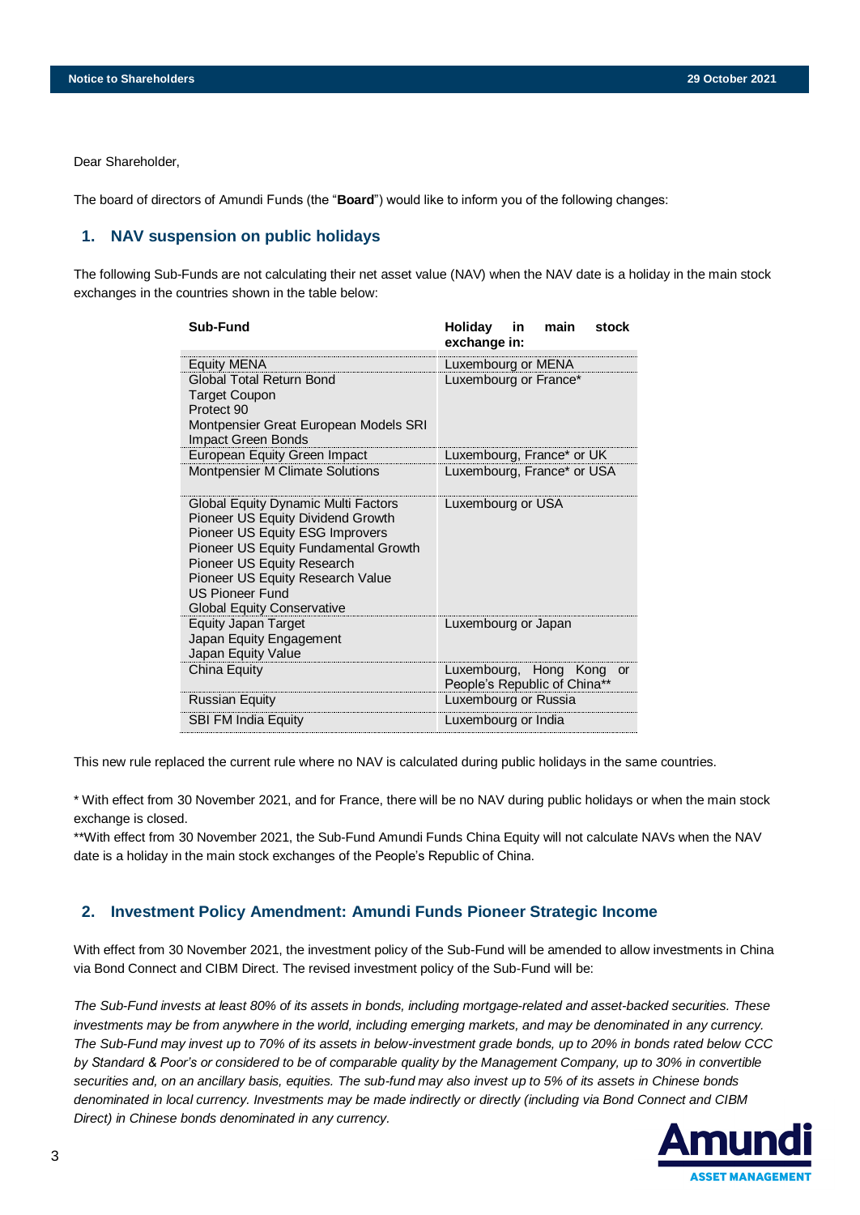Dear Shareholder,

The board of directors of Amundi Funds (the "**Board**") would like to inform you of the following changes:

## 1. NAV suspension on public holidays

The following Sub-Funds are not calculating their net asset value (NAV) when the NAV date is a holiday in the main stock exchanges in the countries shown in the table below:

| Sub-Fund | Holiday in main stock exchange in: |
|---|---|
| Equity MENA | Luxembourg or MENA |
| Global Total Return Bond<br>Target Coupon<br>Protect 90<br>Montpensier Great European Models SRI<br>Impact Green Bonds | Luxembourg or France* |
| European Equity Green Impact | Luxembourg, France* or UK |
| Montpensier M Climate Solutions | Luxembourg, France* or USA |
| Global Equity Dynamic Multi Factors<br>Pioneer US Equity Dividend Growth<br>Pioneer US Equity ESG Improvers<br>Pioneer US Equity Fundamental Growth<br>Pioneer US Equity Research<br>Pioneer US Equity Research Value<br>US Pioneer Fund<br>Global Equity Conservative | Luxembourg or USA |
| Equity Japan Target<br>Japan Equity Engagement<br>Japan Equity Value | Luxembourg or Japan |
| China Equity | Luxembourg, Hong Kong or People's Republic of China** |
| Russian Equity | Luxembourg or Russia |
| SBI FM India Equity | Luxembourg or India |

This new rule replaced the current rule where no NAV is calculated during public holidays in the same countries.

* With effect from 30 November 2021, and for France, there will be no NAV during public holidays or when the main stock exchange is closed.

**With effect from 30 November 2021, the Sub-Fund Amundi Funds China Equity will not calculate NAVs when the NAV date is a holiday in the main stock exchanges of the People's Republic of China.

## 2. Investment Policy Amendment: Amundi Funds Pioneer Strategic Income

With effect from 30 November 2021, the investment policy of the Sub-Fund will be amended to allow investments in China via Bond Connect and CIBM Direct. The revised investment policy of the Sub-Fund will be:

*The Sub-Fund invests at least 80% of its assets in bonds, including mortgage-related and asset-backed securities. These investments may be from anywhere in the world, including emerging markets, and may be denominated in any currency. The Sub-Fund may invest up to 70% of its assets in below-investment grade bonds, up to 20% in bonds rated below CCC by Standard & Poor's or considered to be of comparable quality by the Management Company, up to 30% in convertible securities and, on an ancillary basis, equities. The sub-fund may also invest up to 5% of its assets in Chinese bonds denominated in local currency. Investments may be made indirectly or directly (including via Bond Connect and CIBM Direct) in Chinese bonds denominated in any currency.*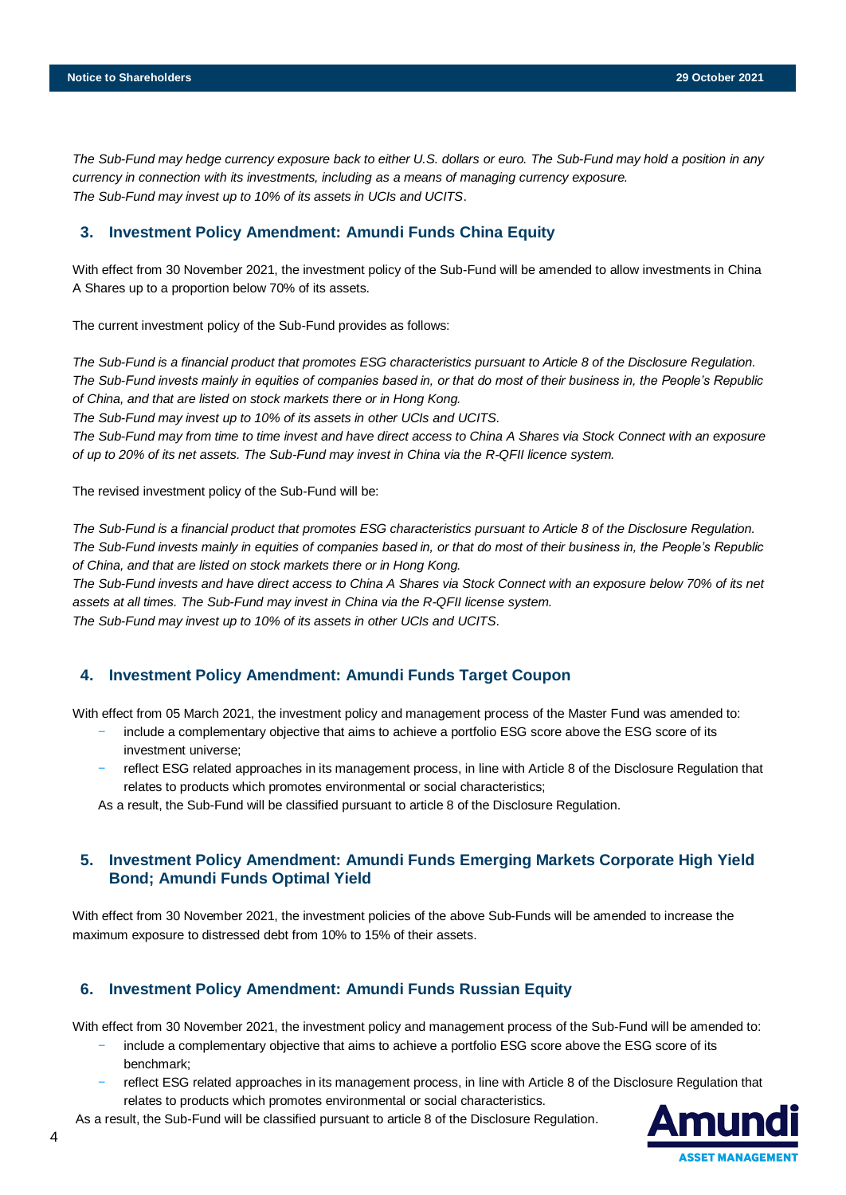*The Sub-Fund may hedge currency exposure back to either U.S. dollars or euro. The Sub-Fund may hold a position in any currency in connection with its investments, including as a means of managing currency exposure.*
*The Sub-Fund may invest up to 10% of its assets in UCIs and UCITS*.

## 3. Investment Policy Amendment: Amundi Funds China Equity

With effect from 30 November 2021, the investment policy of the Sub-Fund will be amended to allow investments in China A Shares up to a proportion below 70% of its assets.

The current investment policy of the Sub-Fund provides as follows:

*The Sub-Fund is a financial product that promotes ESG characteristics pursuant to Article 8 of the Disclosure Regulation.*
*The Sub-Fund invests mainly in equities of companies based in, or that do most of their business in, the People's Republic of China, and that are listed on stock markets there or in Hong Kong.*
*The Sub-Fund may invest up to 10% of its assets in other UCIs and UCITS.*
*The Sub-Fund may from time to time invest and have direct access to China A Shares via Stock Connect with an exposure of up to 20% of its net assets. The Sub-Fund may invest in China via the R-QFII licence system.*

The revised investment policy of the Sub-Fund will be:

*The Sub-Fund is a financial product that promotes ESG characteristics pursuant to Article 8 of the Disclosure Regulation.*
*The Sub-Fund invests mainly in equities of companies based in, or that do most of their business in, the People's Republic of China, and that are listed on stock markets there or in Hong Kong.*
*The Sub-Fund invests and have direct access to China A Shares via Stock Connect with an exposure below 70% of its net assets at all times. The Sub-Fund may invest in China via the R-QFII license system.*
*The Sub-Fund may invest up to 10% of its assets in other UCIs and UCITS*.

## 4. Investment Policy Amendment: Amundi Funds Target Coupon

With effect from 05 March 2021, the investment policy and management process of the Master Fund was amended to:

- include a complementary objective that aims to achieve a portfolio ESG score above the ESG score of its investment universe;
- reflect ESG related approaches in its management process, in line with Article 8 of the Disclosure Regulation that relates to products which promotes environmental or social characteristics;

As a result, the Sub-Fund will be classified pursuant to article 8 of the Disclosure Regulation.

## 5. Investment Policy Amendment: Amundi Funds Emerging Markets Corporate High Yield Bond; Amundi Funds Optimal Yield

With effect from 30 November 2021, the investment policies of the above Sub-Funds will be amended to increase the maximum exposure to distressed debt from 10% to 15% of their assets.

## 6. Investment Policy Amendment: Amundi Funds Russian Equity

With effect from 30 November 2021, the investment policy and management process of the Sub-Fund will be amended to:

- include a complementary objective that aims to achieve a portfolio ESG score above the ESG score of its benchmark;
- reflect ESG related approaches in its management process, in line with Article 8 of the Disclosure Regulation that relates to products which promotes environmental or social characteristics.

As a result, the Sub-Fund will be classified pursuant to article 8 of the Disclosure Regulation.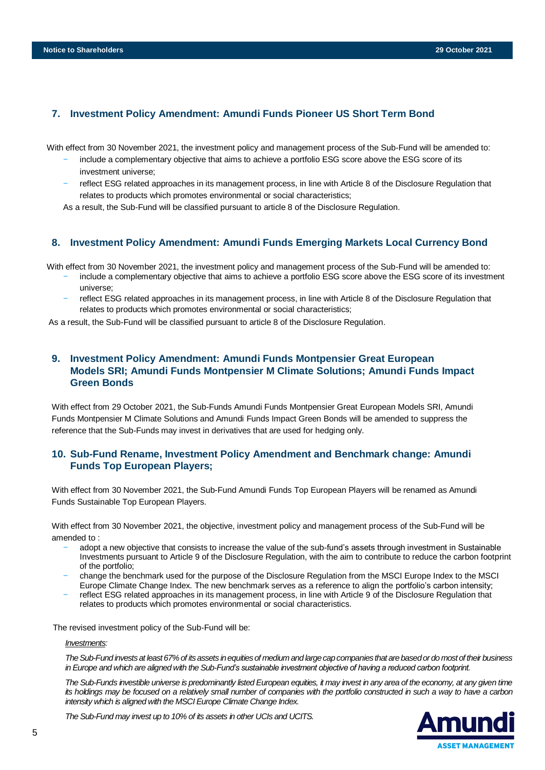## 7. Investment Policy Amendment: Amundi Funds Pioneer US Short Term Bond

With effect from 30 November 2021, the investment policy and management process of the Sub-Fund will be amended to:

- include a complementary objective that aims to achieve a portfolio ESG score above the ESG score of its investment universe;
- reflect ESG related approaches in its management process, in line with Article 8 of the Disclosure Regulation that relates to products which promotes environmental or social characteristics;

As a result, the Sub-Fund will be classified pursuant to article 8 of the Disclosure Regulation.

## 8. Investment Policy Amendment: Amundi Funds Emerging Markets Local Currency Bond

With effect from 30 November 2021, the investment policy and management process of the Sub-Fund will be amended to:

- include a complementary objective that aims to achieve a portfolio ESG score above the ESG score of its investment universe;
- reflect ESG related approaches in its management process, in line with Article 8 of the Disclosure Regulation that relates to products which promotes environmental or social characteristics;

As a result, the Sub-Fund will be classified pursuant to article 8 of the Disclosure Regulation.

## 9. Investment Policy Amendment: Amundi Funds Montpensier Great European Models SRI; Amundi Funds Montpensier M Climate Solutions; Amundi Funds Impact Green Bonds

With effect from 29 October 2021, the Sub-Funds Amundi Funds Montpensier Great European Models SRI, Amundi Funds Montpensier M Climate Solutions and Amundi Funds Impact Green Bonds will be amended to suppress the reference that the Sub-Funds may invest in derivatives that are used for hedging only.

## 10. Sub-Fund Rename, Investment Policy Amendment and Benchmark change: Amundi Funds Top European Players;

With effect from 30 November 2021, the Sub-Fund Amundi Funds Top European Players will be renamed as Amundi Funds Sustainable Top European Players.

With effect from 30 November 2021, the objective, investment policy and management process of the Sub-Fund will be amended to :

- adopt a new objective that consists to increase the value of the sub-fund's assets through investment in Sustainable Investments pursuant to Article 9 of the Disclosure Regulation, with the aim to contribute to reduce the carbon footprint of the portfolio;
- change the benchmark used for the purpose of the Disclosure Regulation from the MSCI Europe Index to the MSCI Europe Climate Change Index. The new benchmark serves as a reference to align the portfolio's carbon intensity;
- reflect ESG related approaches in its management process, in line with Article 9 of the Disclosure Regulation that relates to products which promotes environmental or social characteristics.

The revised investment policy of the Sub-Fund will be:

*<u>Investments:</u>*

*The Sub-Fund invests at least 67% of its assets in equities of medium and large cap companies that are based or do most of their business in Europe and which are aligned with the Sub-Fund's sustainable investment objective of having a reduced carbon footprint.*

*The Sub-Funds investible universe is predominantly listed European equities, it may invest in any area of the economy, at any given time its holdings may be focused on a relatively small number of companies with the portfolio constructed in such a way to have a carbon intensity which is aligned with the MSCI Europe Climate Change Index.*

*The Sub-Fund may invest up to 10% of its assets in other UCIs and UCITS.*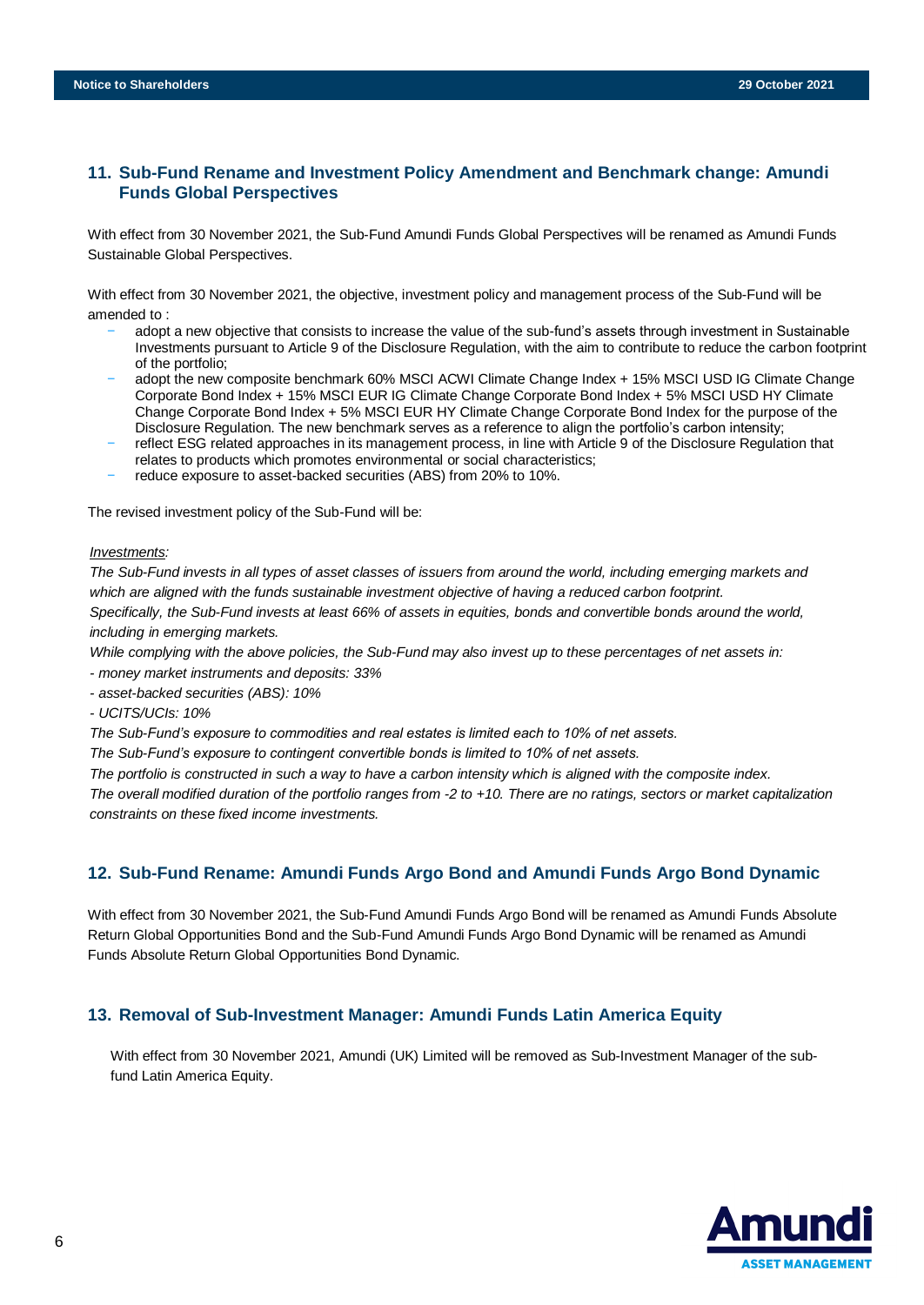## 11. Sub-Fund Rename and Investment Policy Amendment and Benchmark change: Amundi Funds Global Perspectives

With effect from 30 November 2021, the Sub-Fund Amundi Funds Global Perspectives will be renamed as Amundi Funds Sustainable Global Perspectives.

With effect from 30 November 2021, the objective, investment policy and management process of the Sub-Fund will be amended to :

- adopt a new objective that consists to increase the value of the sub-fund's assets through investment in Sustainable Investments pursuant to Article 9 of the Disclosure Regulation, with the aim to contribute to reduce the carbon footprint of the portfolio;
- adopt the new composite benchmark 60% MSCI ACWI Climate Change Index + 15% MSCI USD IG Climate Change Corporate Bond Index + 15% MSCI EUR IG Climate Change Corporate Bond Index + 5% MSCI USD HY Climate Change Corporate Bond Index + 5% MSCI EUR HY Climate Change Corporate Bond Index for the purpose of the Disclosure Regulation. The new benchmark serves as a reference to align the portfolio's carbon intensity;
- reflect ESG related approaches in its management process, in line with Article 9 of the Disclosure Regulation that relates to products which promotes environmental or social characteristics;
- reduce exposure to asset-backed securities (ABS) from 20% to 10%.

The revised investment policy of the Sub-Fund will be:

*<u>Investments:</u>*

*The Sub-Fund invests in all types of asset classes of issuers from around the world, including emerging markets and which are aligned with the funds sustainable investment objective of having a reduced carbon footprint.*

*Specifically, the Sub-Fund invests at least 66% of assets in equities, bonds and convertible bonds around the world, including in emerging markets.*

*While complying with the above policies, the Sub-Fund may also invest up to these percentages of net assets in:*

*- money market instruments and deposits: 33%*

*- asset-backed securities (ABS): 10%*

*- UCITS/UCIs: 10%*

*The Sub-Fund's exposure to commodities and real estates is limited each to 10% of net assets.*

*The Sub-Fund's exposure to contingent convertible bonds is limited to 10% of net assets.*

*The portfolio is constructed in such a way to have a carbon intensity which is aligned with the composite index.*

*The overall modified duration of the portfolio ranges from -2 to +10. There are no ratings, sectors or market capitalization constraints on these fixed income investments.*

## 12. Sub-Fund Rename: Amundi Funds Argo Bond and Amundi Funds Argo Bond Dynamic

With effect from 30 November 2021, the Sub-Fund Amundi Funds Argo Bond will be renamed as Amundi Funds Absolute Return Global Opportunities Bond and the Sub-Fund Amundi Funds Argo Bond Dynamic will be renamed as Amundi Funds Absolute Return Global Opportunities Bond Dynamic.

## 13. Removal of Sub-Investment Manager: Amundi Funds Latin America Equity

With effect from 30 November 2021, Amundi (UK) Limited will be removed as Sub-Investment Manager of the sub-fund Latin America Equity.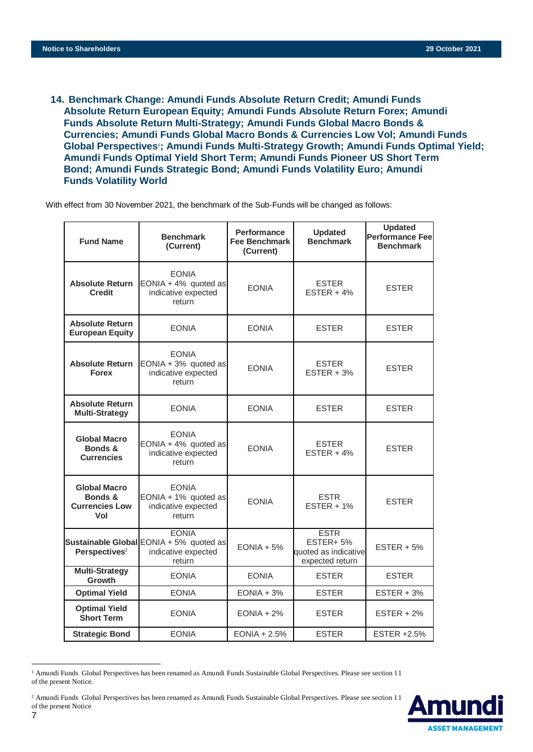## 14. Benchmark Change: Amundi Funds Absolute Return Credit; Amundi Funds Absolute Return European Equity; Amundi Funds Absolute Return Forex; Amundi Funds Absolute Return Multi-Strategy; Amundi Funds Global Macro Bonds & Currencies; Amundi Funds Global Macro Bonds & Currencies Low Vol; Amundi Funds Global Perspectives[1]; Amundi Funds Multi-Strategy Growth; Amundi Funds Optimal Yield; Amundi Funds Optimal Yield Short Term; Amundi Funds Pioneer US Short Term Bond; Amundi Funds Strategic Bond; Amundi Funds Volatility Euro; Amundi Funds Volatility World

With effect from 30 November 2021, the benchmark of the Sub-Funds will be changed as follows:

| Fund Name | Benchmark (Current) | Performance Fee Benchmark (Current) | Updated Benchmark | Updated Performance Fee Benchmark |
|---|---|---|---|---|
| **Absolute Return Credit** | EONIA<br>EONIA + 4% quoted as indicative expected return | EONIA | ESTER<br>ESTER + 4% | ESTER |
| **Absolute Return European Equity** | EONIA | EONIA | ESTER | ESTER |
| **Absolute Return Forex** | EONIA<br>EONIA + 3% quoted as indicative expected return | EONIA | ESTER<br>ESTER + 3% | ESTER |
| **Absolute Return Multi-Strategy** | EONIA | EONIA | ESTER | ESTER |
| **Global Macro Bonds & Currencies** | EONIA<br>EONIA + 4% quoted as indicative expected return | EONIA | ESTER<br>ESTER + 4% | ESTER |
| **Global Macro Bonds & Currencies Low Vol** | EONIA<br>EONIA + 1% quoted as indicative expected return | EONIA | ESTR<br>ESTER + 1% | ESTER |
| **Sustainable Global Perspectives**[2] | EONIA<br>EONIA + 5% quoted as indicative expected return | EONIA + 5% | ESTR<br>ESTER+ 5% quoted as indicative expected return | ESTER + 5% |
| **Multi-Strategy Growth** | EONIA | EONIA | ESTER | ESTER |
| **Optimal Yield** | EONIA | EONIA + 3% | ESTER | ESTER + 3% |
| **Optimal Yield Short Term** | EONIA | EONIA + 2% | ESTER | ESTER + 2% |
| **Strategic Bond** | EONIA | EONIA + 2.5% | ESTER | ESTER +2.5% |

[1] Amundi Funds Global Perspectives has been renamed as Amundi Funds Sustainable Global Perspectives. Please see section 11 of the present Notice.

[2] Amundi Funds Global Perspectives has been renamed as Amundi Funds Sustainable Global Perspectives. Please see section 11 of the present Notice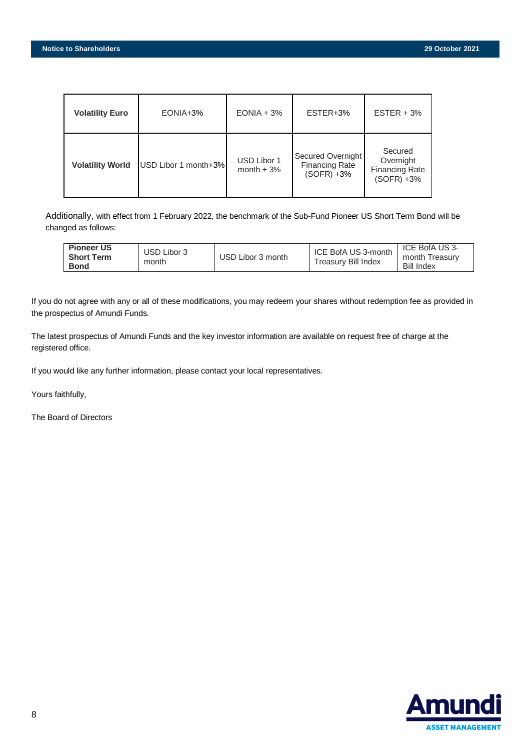| | | | | |
|---|---|---|---|---|
| **Volatility Euro** | EONIA+3% | EONIA + 3% | ESTER+3% | ESTER + 3% |
| **Volatility World** | USD Libor 1 month+3% | USD Libor 1 month + 3% | Secured Overnight Financing Rate (SOFR) +3% | Secured Overnight Financing Rate (SOFR) +3% |

Additionally, with effect from 1 February 2022, the benchmark of the Sub-Fund Pioneer US Short Term Bond will be changed as follows:

| | | | | |
|---|---|---|---|---|
| **Pioneer US Short Term Bond** | USD Libor 3 month | USD Libor 3 month | ICE BofA US 3-month Treasury Bill Index | ICE BofA US 3-month Treasury Bill Index |

If you do not agree with any or all of these modifications, you may redeem your shares without redemption fee as provided in the prospectus of Amundi Funds.

The latest prospectus of Amundi Funds and the key investor information are available on request free of charge at the registered office.

If you would like any further information, please contact your local representatives.

Yours faithfully,

The Board of Directors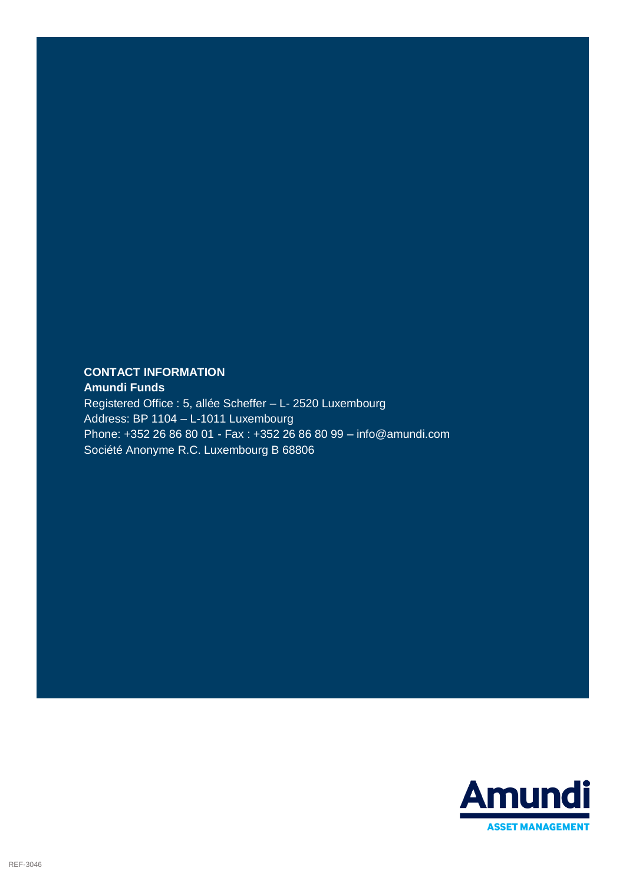**CONTACT INFORMATION**

**Amundi Funds**

Registered Office : 5, allée Scheffer – L- 2520 Luxembourg
Address: BP 1104 – L-1011 Luxembourg
Phone: +352 26 86 80 01 - Fax : +352 26 86 80 99 – info@amundi.com
Société Anonyme R.C. Luxembourg B 68806

Amundi
ASSET MANAGEMENT

REF-3046